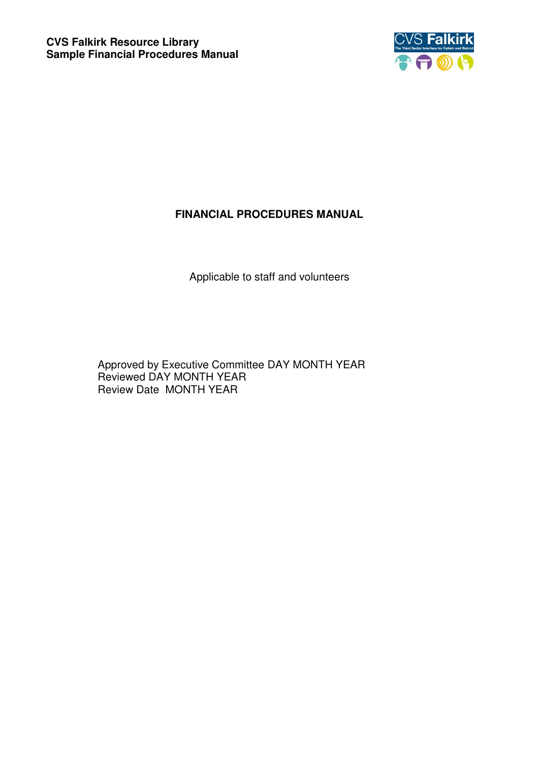**CVS Falkirk Resource Library**
**Sample Financial Procedures Manual**

# FINANCIAL PROCEDURES MANUAL

Applicable to staff and volunteers

Approved by Executive Committee DAY MONTH YEAR
Reviewed DAY MONTH YEAR
Review Date MONTH YEAR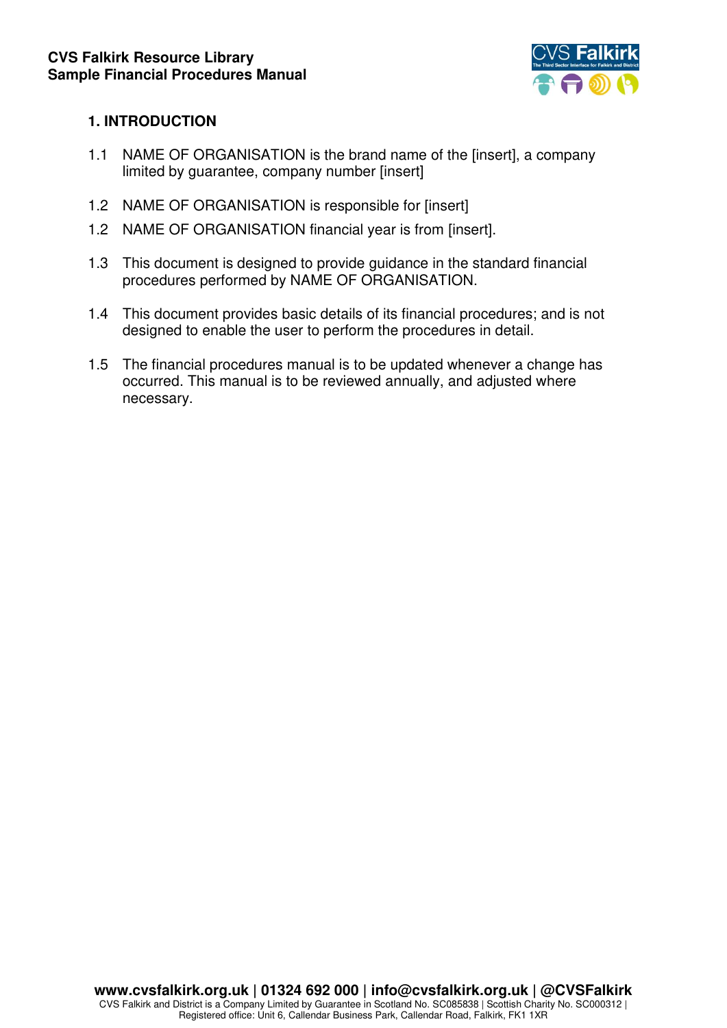## 1. INTRODUCTION

1.1 NAME OF ORGANISATION is the brand name of the [insert], a company limited by guarantee, company number [insert]

1.2 NAME OF ORGANISATION is responsible for [insert]

1.2 NAME OF ORGANISATION financial year is from [insert].

1.3 This document is designed to provide guidance in the standard financial procedures performed by NAME OF ORGANISATION.

1.4 This document provides basic details of its financial procedures; and is not designed to enable the user to perform the procedures in detail.

1.5 The financial procedures manual is to be updated whenever a change has occurred. This manual is to be reviewed annually, and adjusted where necessary.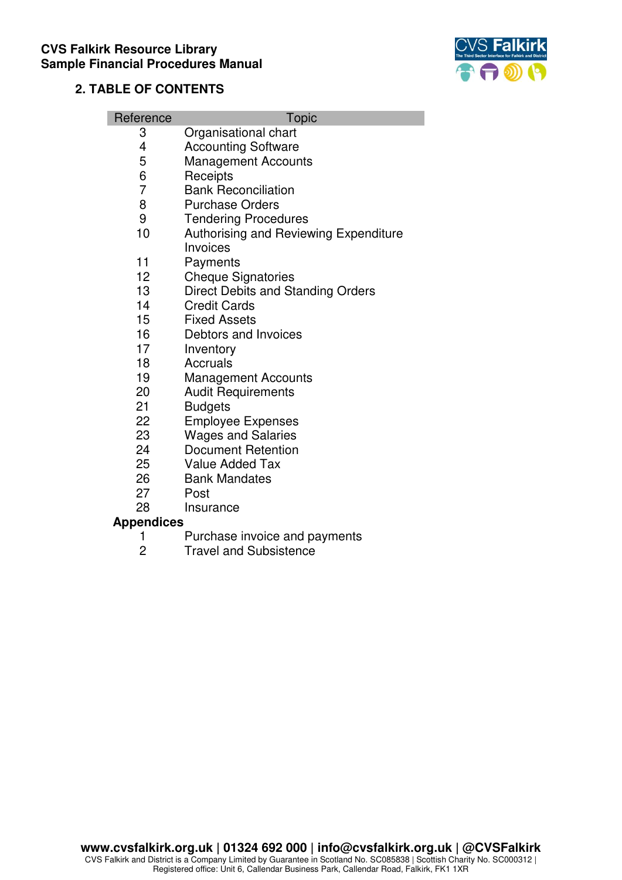## 2. TABLE OF CONTENTS

| Reference | Topic |
|---|---|
| 3 | Organisational chart |
| 4 | Accounting Software |
| 5 | Management Accounts |
| 6 | Receipts |
| 7 | Bank Reconciliation |
| 8 | Purchase Orders |
| 9 | Tendering Procedures |
| 10 | Authorising and Reviewing Expenditure Invoices |
| 11 | Payments |
| 12 | Cheque Signatories |
| 13 | Direct Debits and Standing Orders |
| 14 | Credit Cards |
| 15 | Fixed Assets |
| 16 | Debtors and Invoices |
| 17 | Inventory |
| 18 | Accruals |
| 19 | Management Accounts |
| 20 | Audit Requirements |
| 21 | Budgets |
| 22 | Employee Expenses |
| 23 | Wages and Salaries |
| 24 | Document Retention |
| 25 | Value Added Tax |
| 26 | Bank Mandates |
| 27 | Post |
| 28 | Insurance |
| **Appendices** | |
| 1 | Purchase invoice and payments |
| 2 | Travel and Subsistence |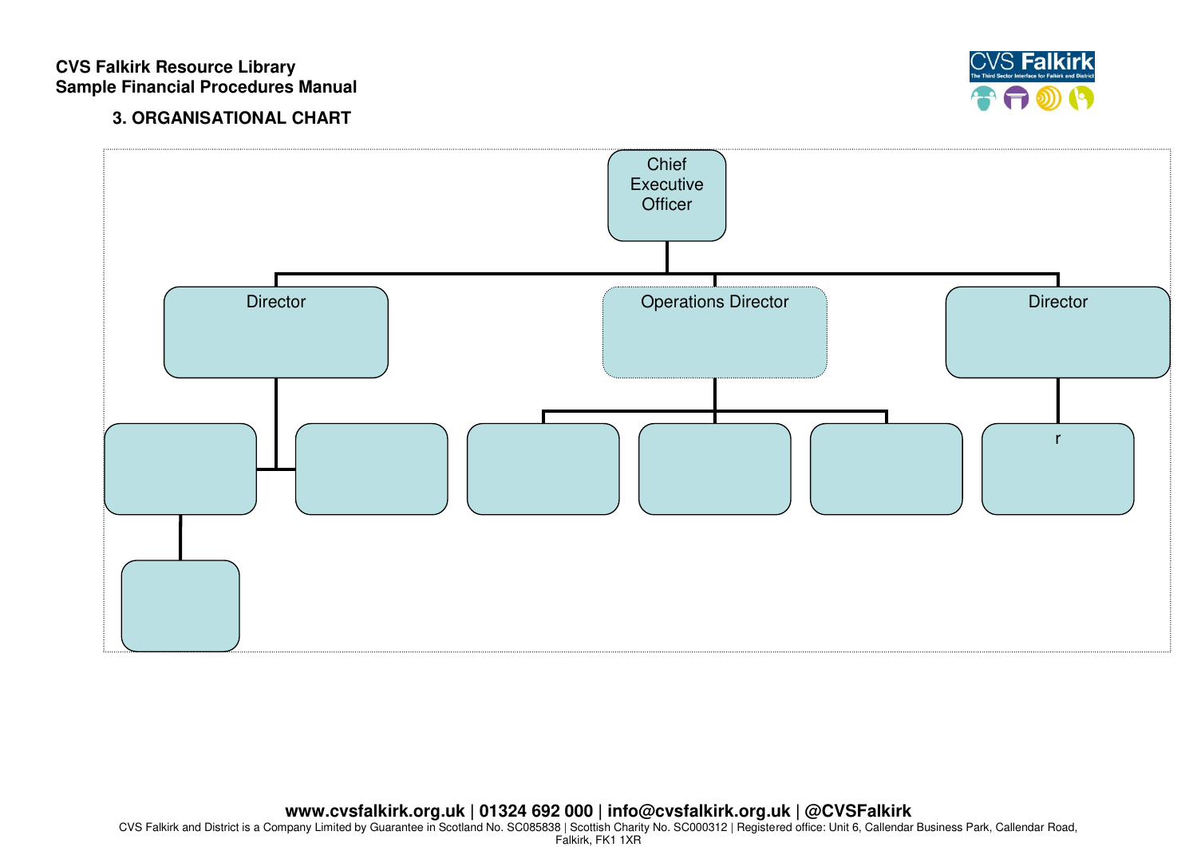CVS Falkirk Resource Library
Sample Financial Procedures Manual

### 3. ORGANISATIONAL CHART

- Chief Executive Officer
  - Director
    - (blank)
      - (blank)
    - (blank)
  - Operations Director
    - (blank)
    - (blank)
    - (blank)
  - Director
    - r

**www.cvsfalkirk.org.uk | 01324 692 000 | info@cvsfalkirk.org.uk | @CVSFalkirk**

CVS Falkirk and District is a Company Limited by Guarantee in Scotland No. SC085838 | Scottish Charity No. SC000312 | Registered office: Unit 6, Callendar Business Park, Callendar Road, Falkirk, FK1 1XR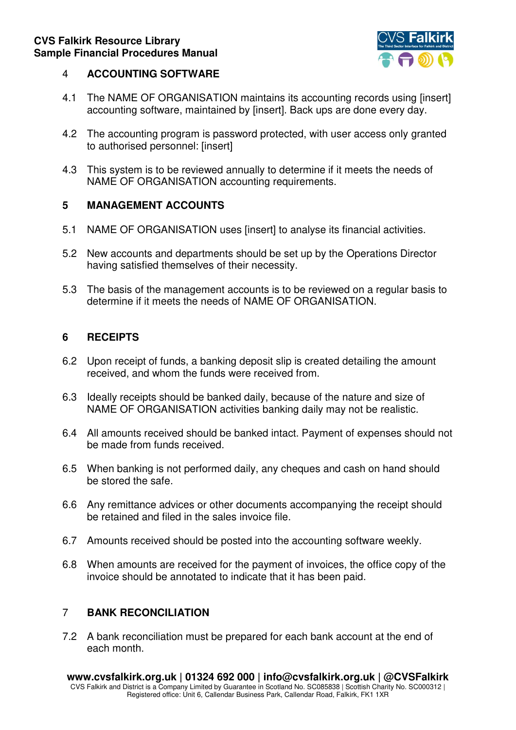## 4 ACCOUNTING SOFTWARE

4.1 The NAME OF ORGANISATION maintains its accounting records using [insert] accounting software, maintained by [insert]. Back ups are done every day.

4.2 The accounting program is password protected, with user access only granted to authorised personnel: [insert]

4.3 This system is to be reviewed annually to determine if it meets the needs of NAME OF ORGANISATION accounting requirements.

## 5 MANAGEMENT ACCOUNTS

5.1 NAME OF ORGANISATION uses [insert] to analyse its financial activities.

5.2 New accounts and departments should be set up by the Operations Director having satisfied themselves of their necessity.

5.3 The basis of the management accounts is to be reviewed on a regular basis to determine if it meets the needs of NAME OF ORGANISATION.

## 6 RECEIPTS

6.2 Upon receipt of funds, a banking deposit slip is created detailing the amount received, and whom the funds were received from.

6.3 Ideally receipts should be banked daily, because of the nature and size of NAME OF ORGANISATION activities banking daily may not be realistic.

6.4 All amounts received should be banked intact. Payment of expenses should not be made from funds received.

6.5 When banking is not performed daily, any cheques and cash on hand should be stored the safe.

6.6 Any remittance advices or other documents accompanying the receipt should be retained and filed in the sales invoice file.

6.7 Amounts received should be posted into the accounting software weekly.

6.8 When amounts are received for the payment of invoices, the office copy of the invoice should be annotated to indicate that it has been paid.

## 7 BANK RECONCILIATION

7.2 A bank reconciliation must be prepared for each bank account at the end of each month.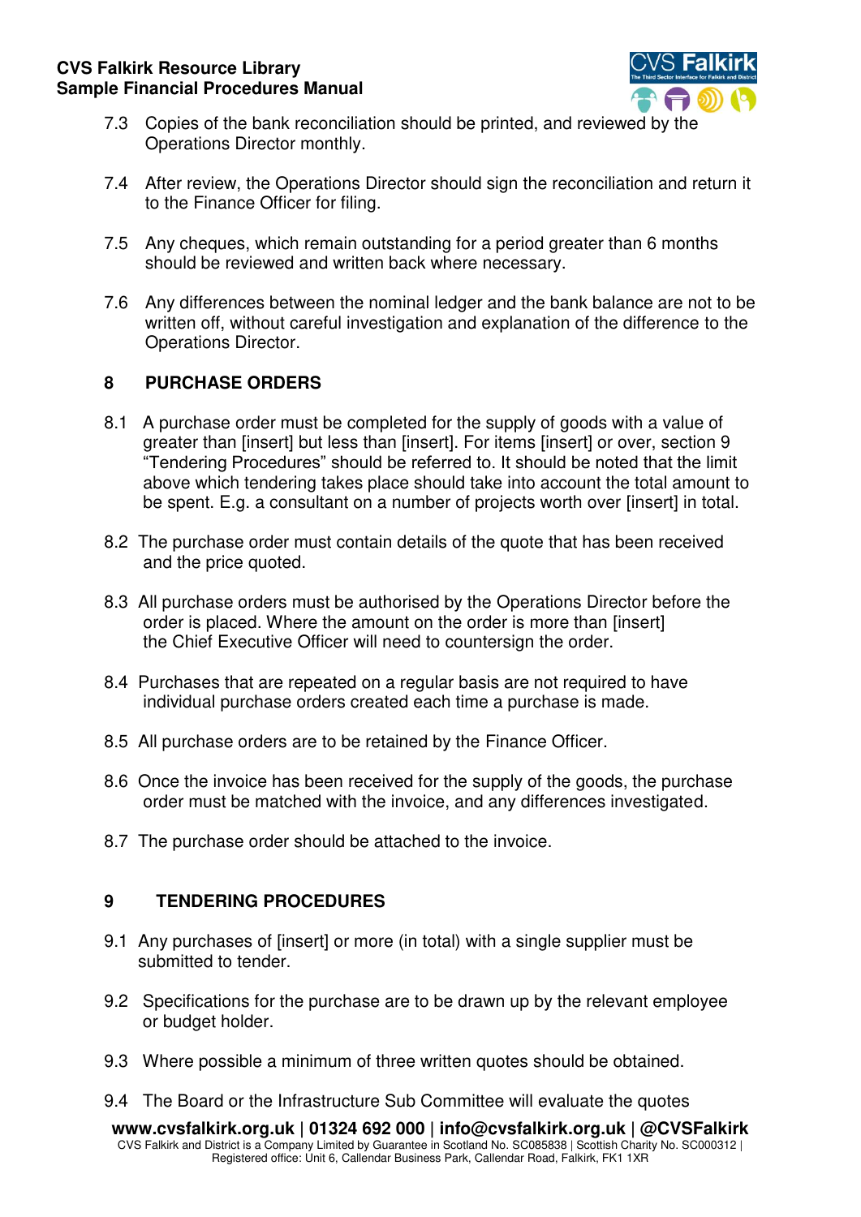7.3 Copies of the bank reconciliation should be printed, and reviewed by the Operations Director monthly.

7.4 After review, the Operations Director should sign the reconciliation and return it to the Finance Officer for filing.

7.5 Any cheques, which remain outstanding for a period greater than 6 months should be reviewed and written back where necessary.

7.6 Any differences between the nominal ledger and the bank balance are not to be written off, without careful investigation and explanation of the difference to the Operations Director.

## 8 PURCHASE ORDERS

8.1 A purchase order must be completed for the supply of goods with a value of greater than [insert] but less than [insert]. For items [insert] or over, section 9 "Tendering Procedures" should be referred to. It should be noted that the limit above which tendering takes place should take into account the total amount to be spent. E.g. a consultant on a number of projects worth over [insert] in total.

8.2 The purchase order must contain details of the quote that has been received and the price quoted.

8.3 All purchase orders must be authorised by the Operations Director before the order is placed. Where the amount on the order is more than [insert] the Chief Executive Officer will need to countersign the order.

8.4 Purchases that are repeated on a regular basis are not required to have individual purchase orders created each time a purchase is made.

8.5 All purchase orders are to be retained by the Finance Officer.

8.6 Once the invoice has been received for the supply of the goods, the purchase order must be matched with the invoice, and any differences investigated.

8.7 The purchase order should be attached to the invoice.

## 9 TENDERING PROCEDURES

9.1 Any purchases of [insert] or more (in total) with a single supplier must be submitted to tender.

9.2 Specifications for the purchase are to be drawn up by the relevant employee or budget holder.

9.3 Where possible a minimum of three written quotes should be obtained.

9.4 The Board or the Infrastructure Sub Committee will evaluate the quotes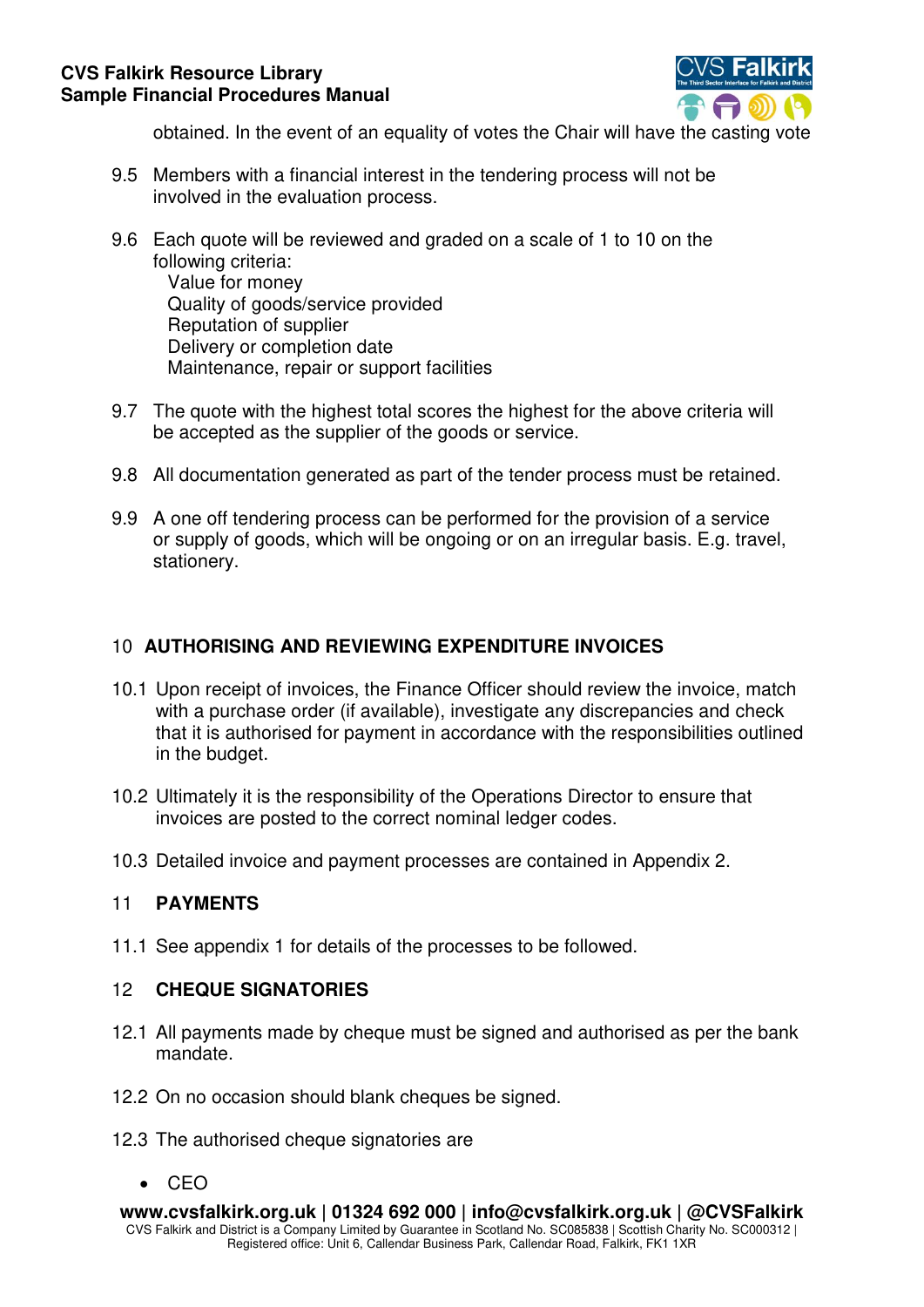obtained. In the event of an equality of votes the Chair will have the casting vote

9.5 Members with a financial interest in the tendering process will not be involved in the evaluation process.

9.6 Each quote will be reviewed and graded on a scale of 1 to 10 on the following criteria:
  Value for money
  Quality of goods/service provided
  Reputation of supplier
  Delivery or completion date
  Maintenance, repair or support facilities

9.7 The quote with the highest total scores the highest for the above criteria will be accepted as the supplier of the goods or service.

9.8 All documentation generated as part of the tender process must be retained.

9.9 A one off tendering process can be performed for the provision of a service or supply of goods, which will be ongoing or on an irregular basis. E.g. travel, stationery.

## 10 AUTHORISING AND REVIEWING EXPENDITURE INVOICES

10.1 Upon receipt of invoices, the Finance Officer should review the invoice, match with a purchase order (if available), investigate any discrepancies and check that it is authorised for payment in accordance with the responsibilities outlined in the budget.

10.2 Ultimately it is the responsibility of the Operations Director to ensure that invoices are posted to the correct nominal ledger codes.

10.3 Detailed invoice and payment processes are contained in Appendix 2.

## 11 PAYMENTS

11.1 See appendix 1 for details of the processes to be followed.

## 12 CHEQUE SIGNATORIES

12.1 All payments made by cheque must be signed and authorised as per the bank mandate.

12.2 On no occasion should blank cheques be signed.

12.3 The authorised cheque signatories are

- CEO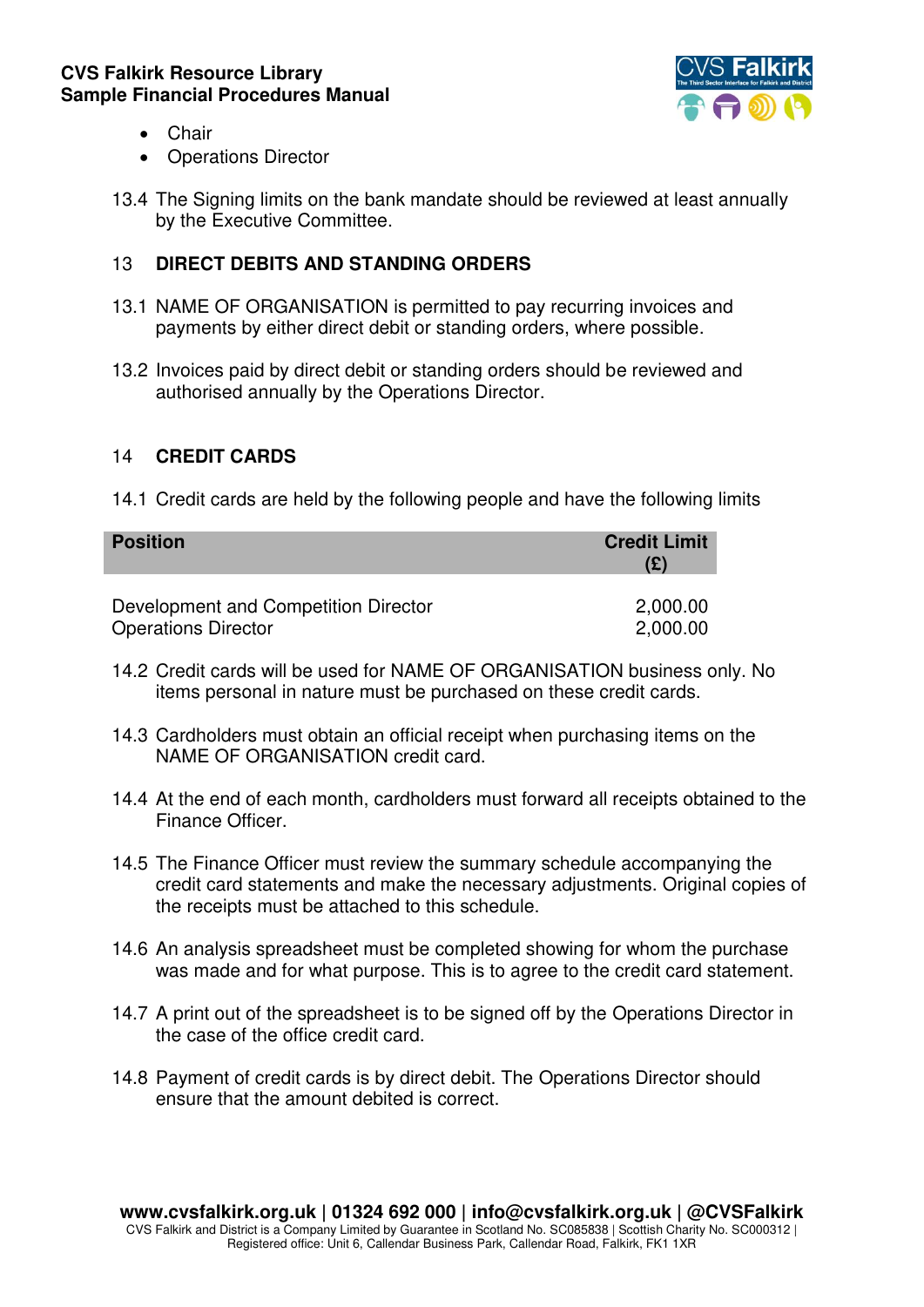- Chair
- Operations Director

13.4 The Signing limits on the bank mandate should be reviewed at least annually by the Executive Committee.

## 13 DIRECT DEBITS AND STANDING ORDERS

13.1 NAME OF ORGANISATION is permitted to pay recurring invoices and payments by either direct debit or standing orders, where possible.

13.2 Invoices paid by direct debit or standing orders should be reviewed and authorised annually by the Operations Director.

## 14 CREDIT CARDS

14.1 Credit cards are held by the following people and have the following limits

| Position | Credit Limit (£) |
|---|---|
| Development and Competition Director | 2,000.00 |
| Operations Director | 2,000.00 |

14.2 Credit cards will be used for NAME OF ORGANISATION business only. No items personal in nature must be purchased on these credit cards.

14.3 Cardholders must obtain an official receipt when purchasing items on the NAME OF ORGANISATION credit card.

14.4 At the end of each month, cardholders must forward all receipts obtained to the Finance Officer.

14.5 The Finance Officer must review the summary schedule accompanying the credit card statements and make the necessary adjustments. Original copies of the receipts must be attached to this schedule.

14.6 An analysis spreadsheet must be completed showing for whom the purchase was made and for what purpose. This is to agree to the credit card statement.

14.7 A print out of the spreadsheet is to be signed off by the Operations Director in the case of the office credit card.

14.8 Payment of credit cards is by direct debit. The Operations Director should ensure that the amount debited is correct.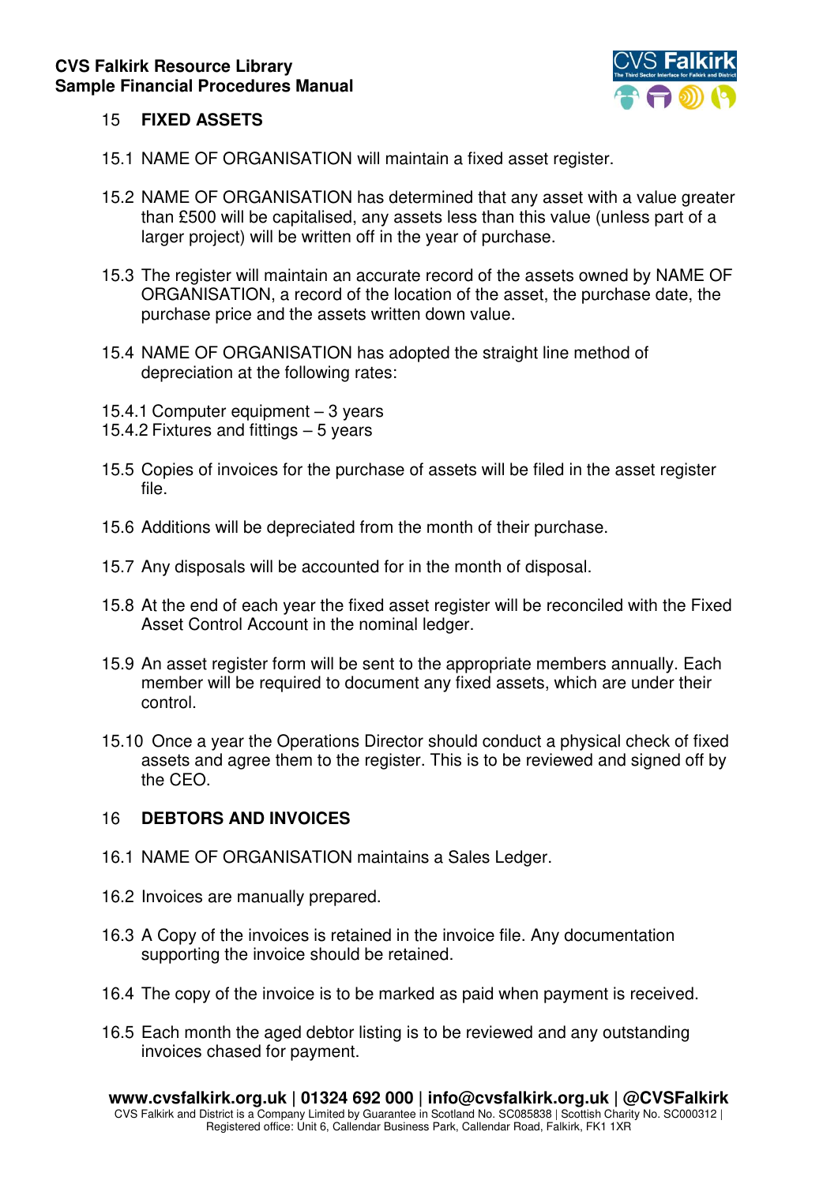## 15 FIXED ASSETS

15.1 NAME OF ORGANISATION will maintain a fixed asset register.

15.2 NAME OF ORGANISATION has determined that any asset with a value greater than £500 will be capitalised, any assets less than this value (unless part of a larger project) will be written off in the year of purchase.

15.3 The register will maintain an accurate record of the assets owned by NAME OF ORGANISATION, a record of the location of the asset, the purchase date, the purchase price and the assets written down value.

15.4 NAME OF ORGANISATION has adopted the straight line method of depreciation at the following rates:

15.4.1 Computer equipment – 3 years
15.4.2 Fixtures and fittings – 5 years

15.5 Copies of invoices for the purchase of assets will be filed in the asset register file.

15.6 Additions will be depreciated from the month of their purchase.

15.7 Any disposals will be accounted for in the month of disposal.

15.8 At the end of each year the fixed asset register will be reconciled with the Fixed Asset Control Account in the nominal ledger.

15.9 An asset register form will be sent to the appropriate members annually. Each member will be required to document any fixed assets, which are under their control.

15.10 Once a year the Operations Director should conduct a physical check of fixed assets and agree them to the register. This is to be reviewed and signed off by the CEO.

## 16 DEBTORS AND INVOICES

16.1 NAME OF ORGANISATION maintains a Sales Ledger.

16.2 Invoices are manually prepared.

16.3 A Copy of the invoices is retained in the invoice file. Any documentation supporting the invoice should be retained.

16.4 The copy of the invoice is to be marked as paid when payment is received.

16.5 Each month the aged debtor listing is to be reviewed and any outstanding invoices chased for payment.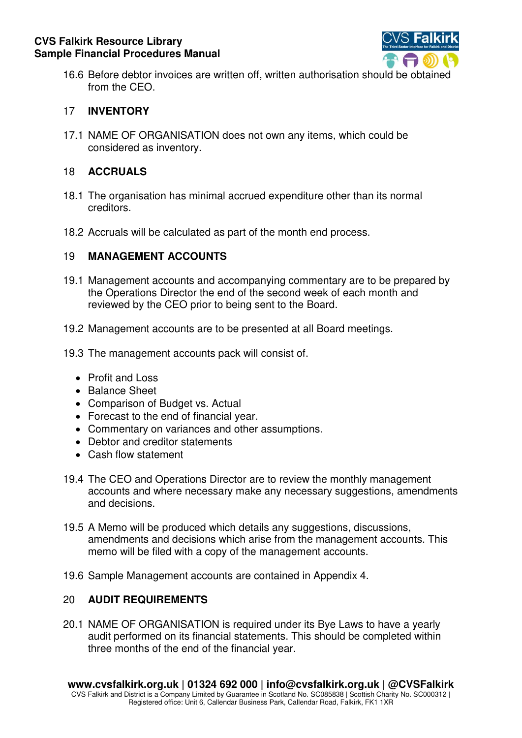16.6 Before debtor invoices are written off, written authorisation should be obtained from the CEO.

## 17 INVENTORY

17.1 NAME OF ORGANISATION does not own any items, which could be considered as inventory.

## 18 ACCRUALS

18.1 The organisation has minimal accrued expenditure other than its normal creditors.

18.2 Accruals will be calculated as part of the month end process.

## 19 MANAGEMENT ACCOUNTS

19.1 Management accounts and accompanying commentary are to be prepared by the Operations Director the end of the second week of each month and reviewed by the CEO prior to being sent to the Board.

19.2 Management accounts are to be presented at all Board meetings.

19.3 The management accounts pack will consist of.

- Profit and Loss
- Balance Sheet
- Comparison of Budget vs. Actual
- Forecast to the end of financial year.
- Commentary on variances and other assumptions.
- Debtor and creditor statements
- Cash flow statement

19.4 The CEO and Operations Director are to review the monthly management accounts and where necessary make any necessary suggestions, amendments and decisions.

19.5 A Memo will be produced which details any suggestions, discussions, amendments and decisions which arise from the management accounts. This memo will be filed with a copy of the management accounts.

19.6 Sample Management accounts are contained in Appendix 4.

## 20 AUDIT REQUIREMENTS

20.1 NAME OF ORGANISATION is required under its Bye Laws to have a yearly audit performed on its financial statements. This should be completed within three months of the end of the financial year.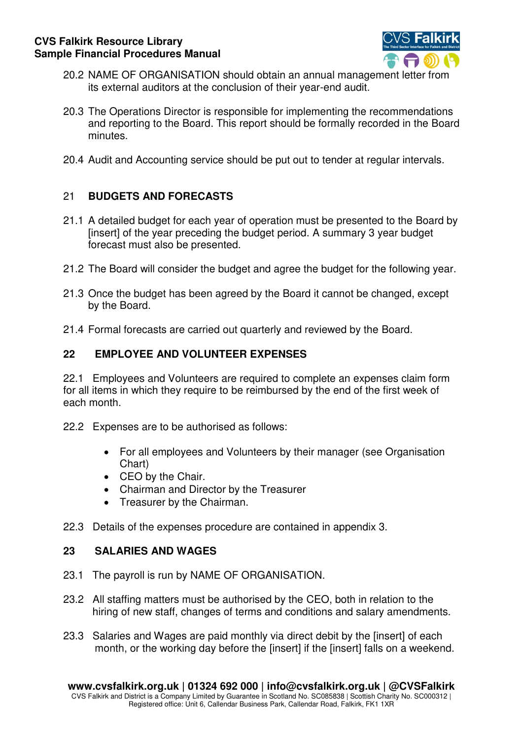20.2 NAME OF ORGANISATION should obtain an annual management letter from its external auditors at the conclusion of their year-end audit.

20.3 The Operations Director is responsible for implementing the recommendations and reporting to the Board. This report should be formally recorded in the Board minutes.

20.4 Audit and Accounting service should be put out to tender at regular intervals.

## 21 BUDGETS AND FORECASTS

21.1 A detailed budget for each year of operation must be presented to the Board by [insert] of the year preceding the budget period. A summary 3 year budget forecast must also be presented.

21.2 The Board will consider the budget and agree the budget for the following year.

21.3 Once the budget has been agreed by the Board it cannot be changed, except by the Board.

21.4 Formal forecasts are carried out quarterly and reviewed by the Board.

## 22 EMPLOYEE AND VOLUNTEER EXPENSES

22.1 Employees and Volunteers are required to complete an expenses claim form for all items in which they require to be reimbursed by the end of the first week of each month.

22.2 Expenses are to be authorised as follows:

- For all employees and Volunteers by their manager (see Organisation Chart)
- CEO by the Chair.
- Chairman and Director by the Treasurer
- Treasurer by the Chairman.

22.3 Details of the expenses procedure are contained in appendix 3.

## 23 SALARIES AND WAGES

23.1 The payroll is run by NAME OF ORGANISATION.

23.2 All staffing matters must be authorised by the CEO, both in relation to the hiring of new staff, changes of terms and conditions and salary amendments.

23.3 Salaries and Wages are paid monthly via direct debit by the [insert] of each month, or the working day before the [insert] if the [insert] falls on a weekend.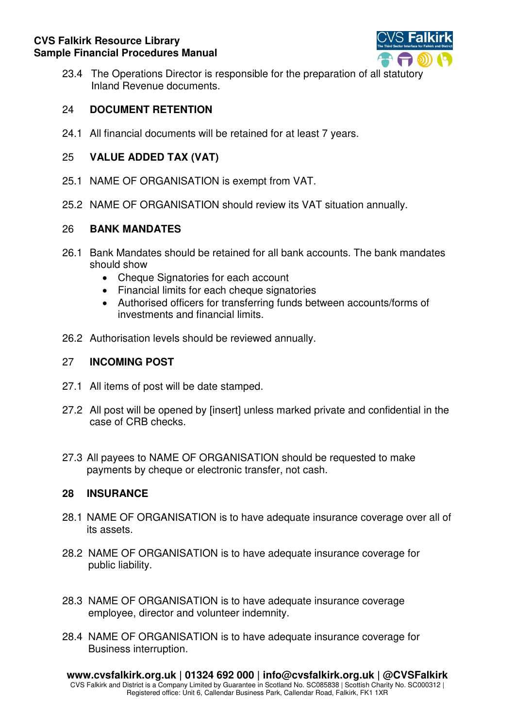23.4 The Operations Director is responsible for the preparation of all statutory Inland Revenue documents.

## 24 DOCUMENT RETENTION

24.1 All financial documents will be retained for at least 7 years.

## 25 VALUE ADDED TAX (VAT)

25.1 NAME OF ORGANISATION is exempt from VAT.

25.2 NAME OF ORGANISATION should review its VAT situation annually.

## 26 BANK MANDATES

26.1 Bank Mandates should be retained for all bank accounts. The bank mandates should show

- Cheque Signatories for each account
- Financial limits for each cheque signatories
- Authorised officers for transferring funds between accounts/forms of investments and financial limits.

26.2 Authorisation levels should be reviewed annually.

## 27 INCOMING POST

27.1 All items of post will be date stamped.

27.2 All post will be opened by [insert] unless marked private and confidential in the case of CRB checks.

27.3 All payees to NAME OF ORGANISATION should be requested to make payments by cheque or electronic transfer, not cash.

## 28 INSURANCE

28.1 NAME OF ORGANISATION is to have adequate insurance coverage over all of its assets.

28.2 NAME OF ORGANISATION is to have adequate insurance coverage for public liability.

28.3 NAME OF ORGANISATION is to have adequate insurance coverage employee, director and volunteer indemnity.

28.4 NAME OF ORGANISATION is to have adequate insurance coverage for Business interruption.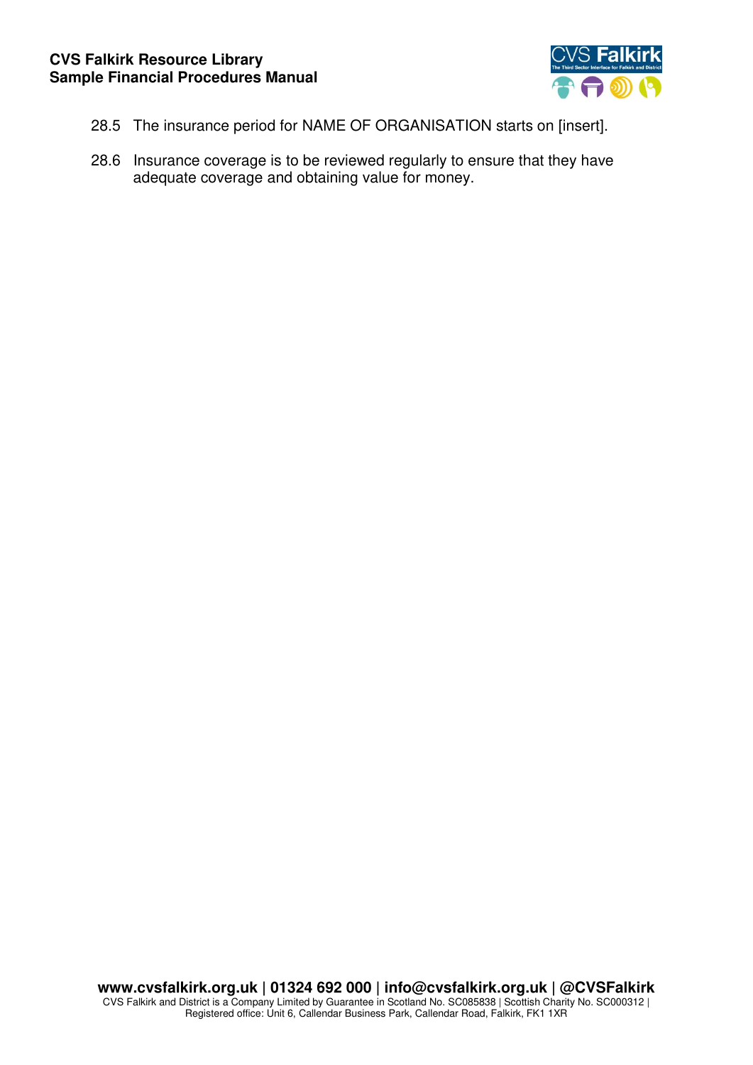28.5 The insurance period for NAME OF ORGANISATION starts on [insert].

28.6 Insurance coverage is to be reviewed regularly to ensure that they have adequate coverage and obtaining value for money.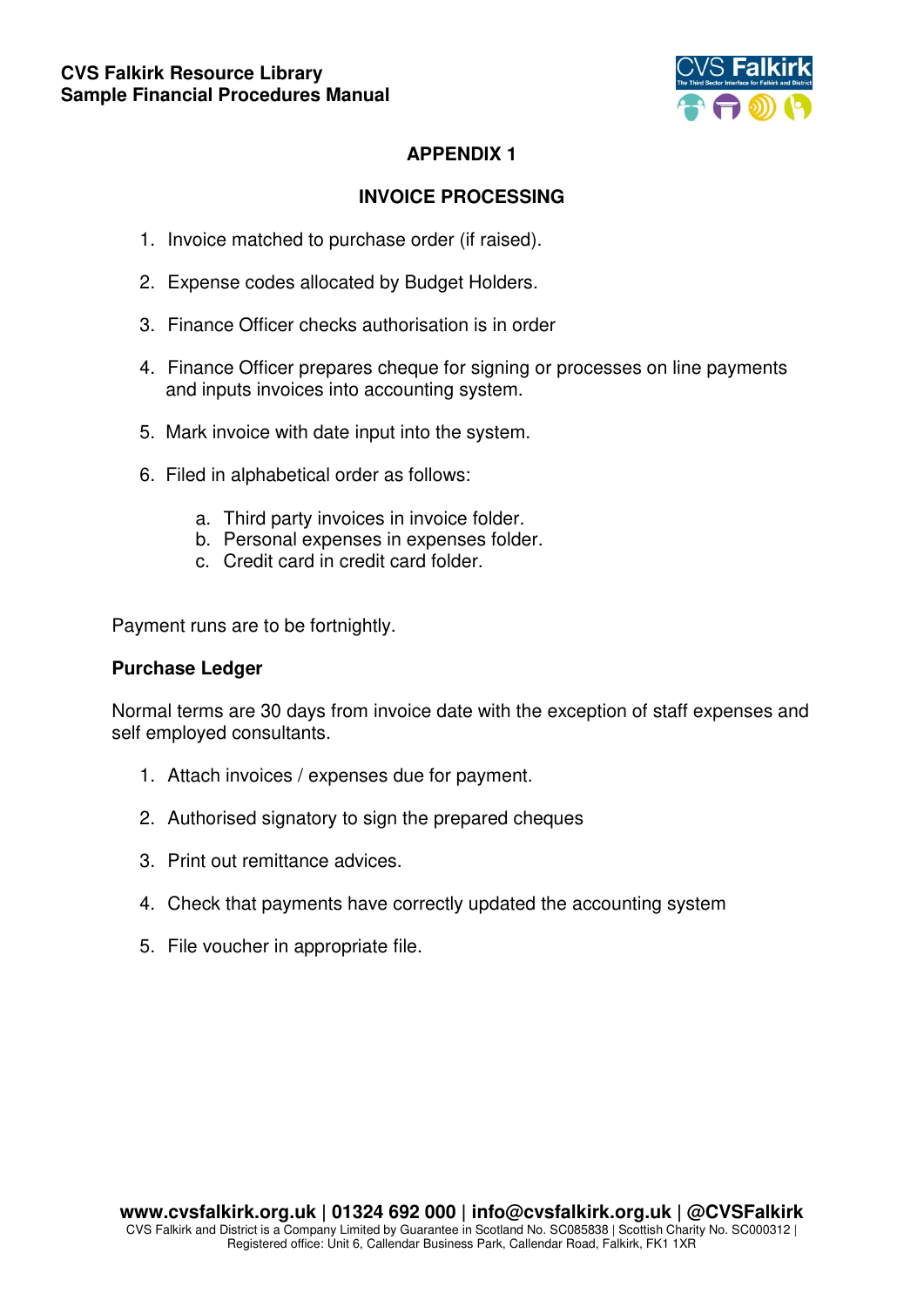## APPENDIX 1

## INVOICE PROCESSING

1. Invoice matched to purchase order (if raised).
2. Expense codes allocated by Budget Holders.
3. Finance Officer checks authorisation is in order
4. Finance Officer prepares cheque for signing or processes on line payments and inputs invoices into accounting system.
5. Mark invoice with date input into the system.
6. Filed in alphabetical order as follows:
    a. Third party invoices in invoice folder.
    b. Personal expenses in expenses folder.
    c. Credit card in credit card folder.

Payment runs are to be fortnightly.

**Purchase Ledger**

Normal terms are 30 days from invoice date with the exception of staff expenses and self employed consultants.

1. Attach invoices / expenses due for payment.
2. Authorised signatory to sign the prepared cheques
3. Print out remittance advices.
4. Check that payments have correctly updated the accounting system
5. File voucher in appropriate file.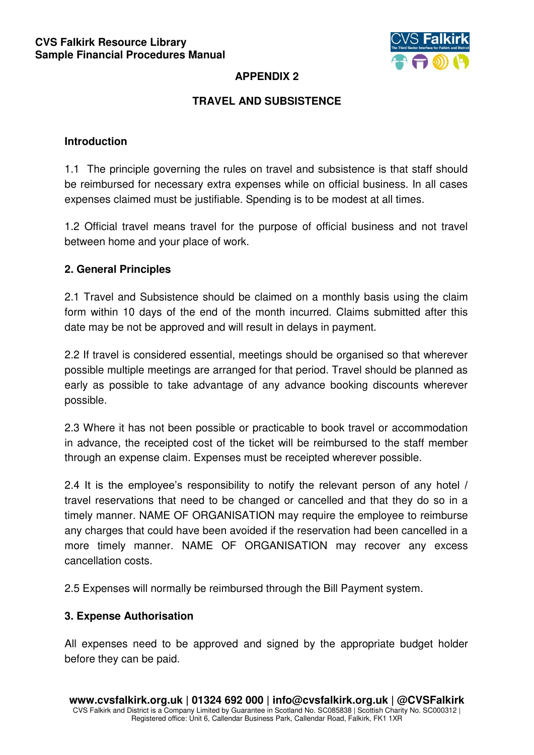## APPENDIX 2

## TRAVEL AND SUBSISTENCE

### Introduction

1.1 The principle governing the rules on travel and subsistence is that staff should be reimbursed for necessary extra expenses while on official business. In all cases expenses claimed must be justifiable. Spending is to be modest at all times.

1.2 Official travel means travel for the purpose of official business and not travel between home and your place of work.

### 2. General Principles

2.1 Travel and Subsistence should be claimed on a monthly basis using the claim form within 10 days of the end of the month incurred. Claims submitted after this date may be not be approved and will result in delays in payment.

2.2 If travel is considered essential, meetings should be organised so that wherever possible multiple meetings are arranged for that period. Travel should be planned as early as possible to take advantage of any advance booking discounts wherever possible.

2.3 Where it has not been possible or practicable to book travel or accommodation in advance, the receipted cost of the ticket will be reimbursed to the staff member through an expense claim. Expenses must be receipted wherever possible.

2.4 It is the employee's responsibility to notify the relevant person of any hotel / travel reservations that need to be changed or cancelled and that they do so in a timely manner. NAME OF ORGANISATION may require the employee to reimburse any charges that could have been avoided if the reservation had been cancelled in a more timely manner. NAME OF ORGANISATION may recover any excess cancellation costs.

2.5 Expenses will normally be reimbursed through the Bill Payment system.

### 3. Expense Authorisation

All expenses need to be approved and signed by the appropriate budget holder before they can be paid.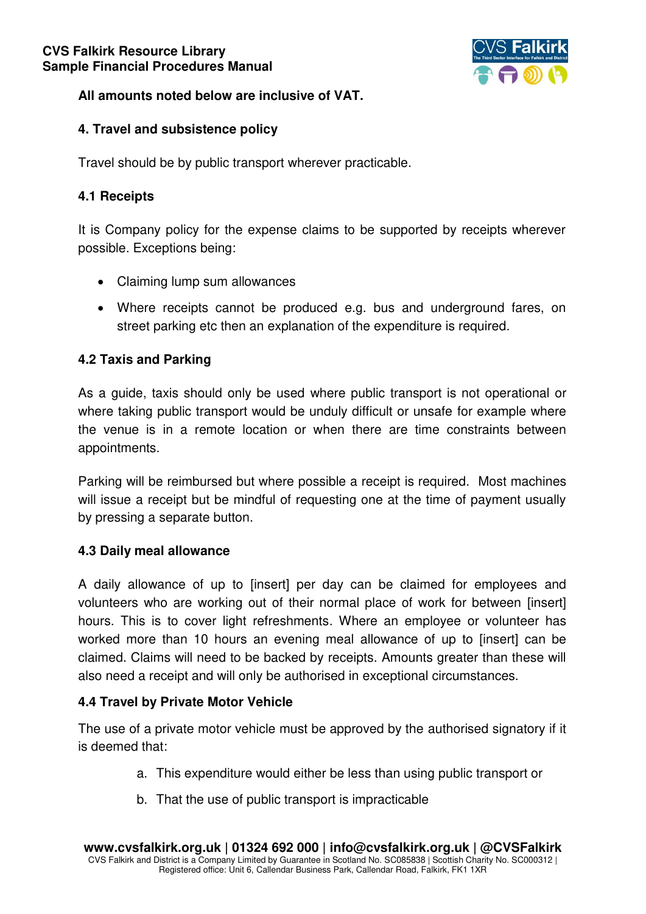**All amounts noted below are inclusive of VAT.**

## 4. Travel and subsistence policy

Travel should be by public transport wherever practicable.

### 4.1 Receipts

It is Company policy for the expense claims to be supported by receipts wherever possible. Exceptions being:

- Claiming lump sum allowances
- Where receipts cannot be produced e.g. bus and underground fares, on street parking etc then an explanation of the expenditure is required.

### 4.2 Taxis and Parking

As a guide, taxis should only be used where public transport is not operational or where taking public transport would be unduly difficult or unsafe for example where the venue is in a remote location or when there are time constraints between appointments.

Parking will be reimbursed but where possible a receipt is required. Most machines will issue a receipt but be mindful of requesting one at the time of payment usually by pressing a separate button.

### 4.3 Daily meal allowance

A daily allowance of up to [insert] per day can be claimed for employees and volunteers who are working out of their normal place of work for between [insert] hours. This is to cover light refreshments. Where an employee or volunteer has worked more than 10 hours an evening meal allowance of up to [insert] can be claimed. Claims will need to be backed by receipts. Amounts greater than these will also need a receipt and will only be authorised in exceptional circumstances.

### 4.4 Travel by Private Motor Vehicle

The use of a private motor vehicle must be approved by the authorised signatory if it is deemed that:

a. This expenditure would either be less than using public transport or
b. That the use of public transport is impracticable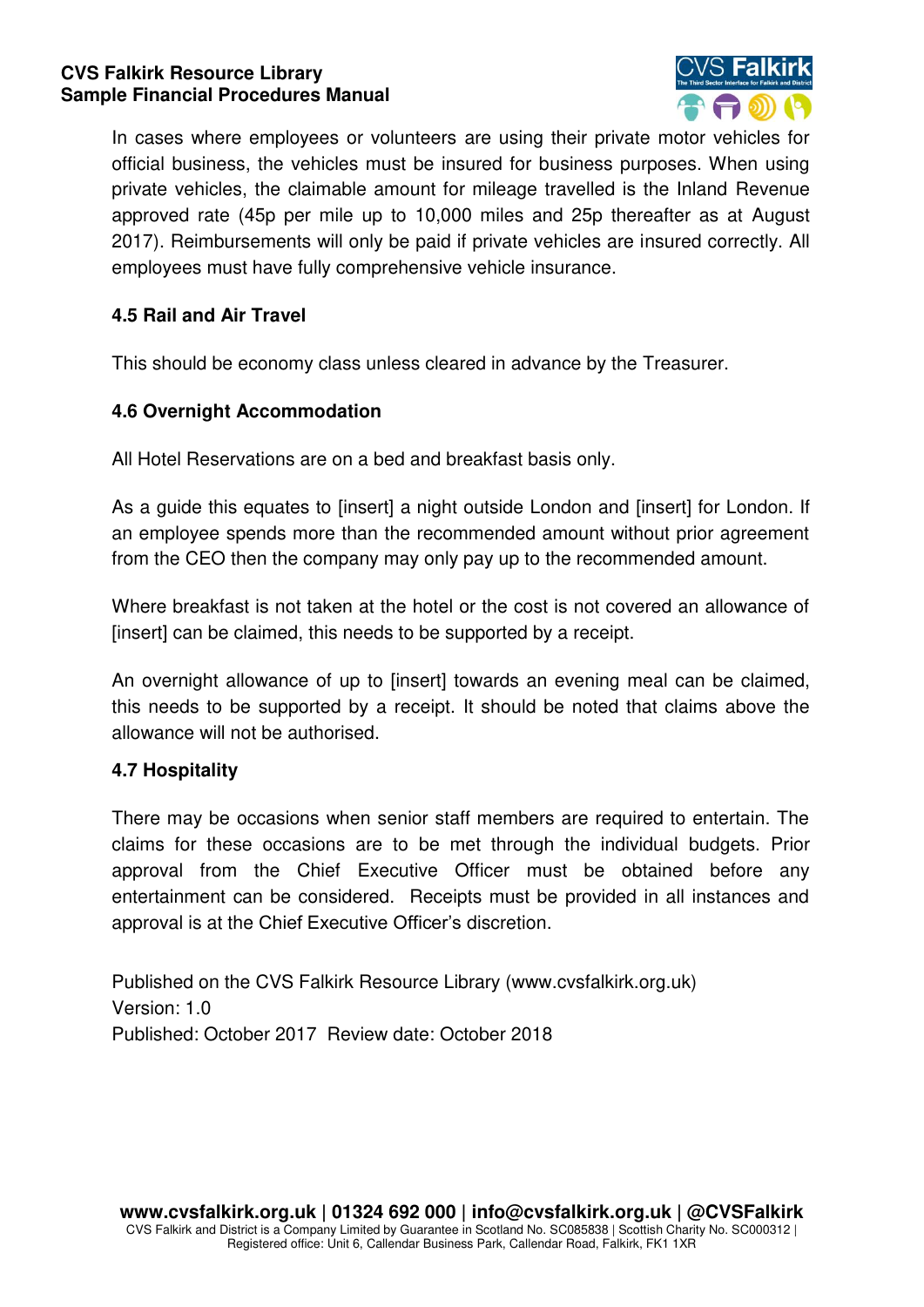In cases where employees or volunteers are using their private motor vehicles for official business, the vehicles must be insured for business purposes. When using private vehicles, the claimable amount for mileage travelled is the Inland Revenue approved rate (45p per mile up to 10,000 miles and 25p thereafter as at August 2017). Reimbursements will only be paid if private vehicles are insured correctly. All employees must have fully comprehensive vehicle insurance.

### 4.5 Rail and Air Travel

This should be economy class unless cleared in advance by the Treasurer.

### 4.6 Overnight Accommodation

All Hotel Reservations are on a bed and breakfast basis only.

As a guide this equates to [insert] a night outside London and [insert] for London. If an employee spends more than the recommended amount without prior agreement from the CEO then the company may only pay up to the recommended amount.

Where breakfast is not taken at the hotel or the cost is not covered an allowance of [insert] can be claimed, this needs to be supported by a receipt.

An overnight allowance of up to [insert] towards an evening meal can be claimed, this needs to be supported by a receipt. It should be noted that claims above the allowance will not be authorised.

### 4.7 Hospitality

There may be occasions when senior staff members are required to entertain. The claims for these occasions are to be met through the individual budgets. Prior approval from the Chief Executive Officer must be obtained before any entertainment can be considered. Receipts must be provided in all instances and approval is at the Chief Executive Officer's discretion.

Published on the CVS Falkirk Resource Library (www.cvsfalkirk.org.uk)
Version: 1.0
Published: October 2017 Review date: October 2018